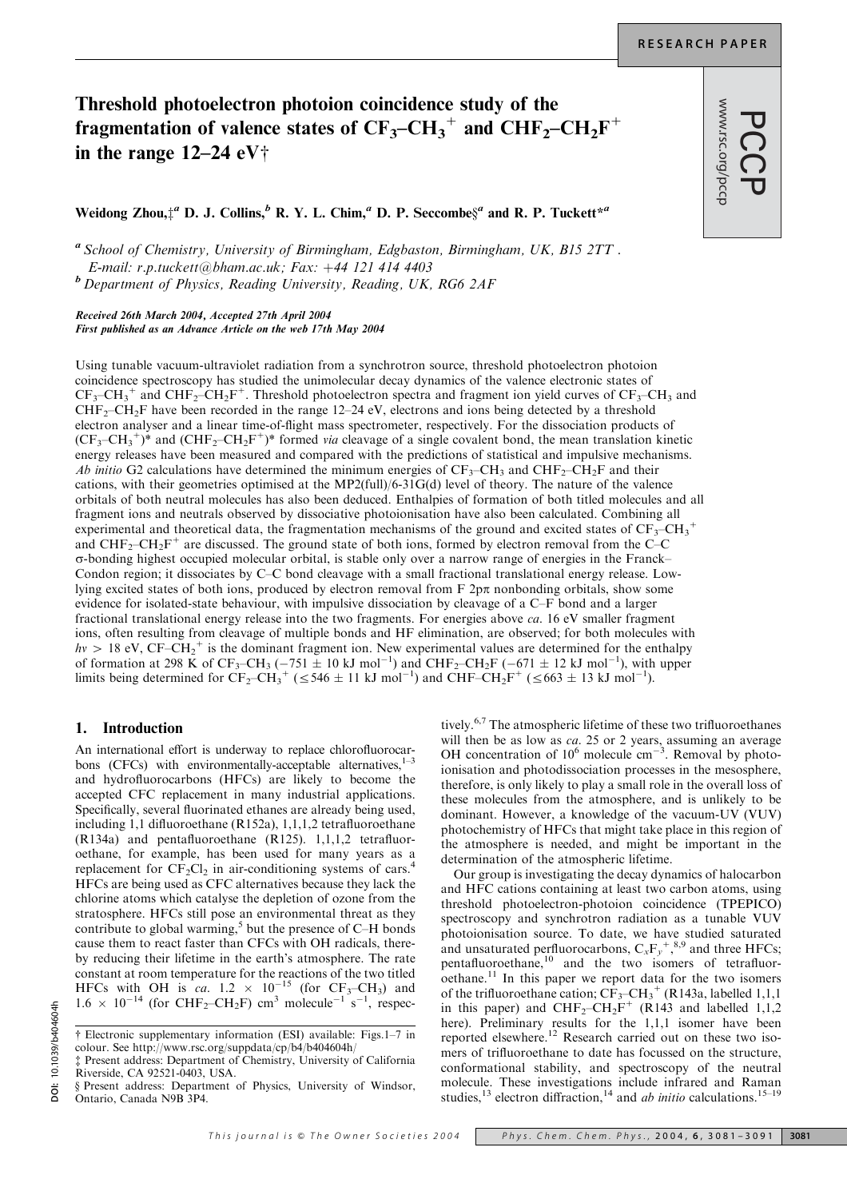# Threshold photoelectron photoion coincidence study of the fragmentation of valence states of $CF_3$–$CH_3^+$ and $CHF_2$–$CH_2F^+$ in the range 12–24 eV†

**Weidong Zhou,‡[a] D. J. Collins,[b] R. Y. L. Chim,[a] D. P. Seccombe§[a] and R. P. Tuckett*[a]**

[a] School of Chemistry, University of Birmingham, Edgbaston, Birmingham, UK, B15 2TT. E-mail: r.p.tuckett@bham.ac.uk; Fax: +44 121 414 4403

[b] Department of Physics, Reading University, Reading, UK, RG6 2AF

*Received 26th March 2004, Accepted 27th April 2004*
*First published as an Advance Article on the web 17th May 2004*

Using tunable vacuum-ultraviolet radiation from a synchrotron source, threshold photoelectron photoion coincidence spectroscopy has studied the unimolecular decay dynamics of the valence electronic states of $CF_3$–$CH_3^+$ and $CHF_2$–$CH_2F^+$. Threshold photoelectron spectra and fragment ion yield curves of $CF_3$–$CH_3$ and $CHF_2$–$CH_2F$ have been recorded in the range 12–24 eV, electrons and ions being detected by a threshold electron analyser and a linear time-of-flight mass spectrometer, respectively. For the dissociation products of $(CF_3$–$CH_3^+)^*$ and $(CHF_2$–$CH_2F^+)^*$ formed *via* cleavage of a single covalent bond, the mean translation kinetic energy releases have been measured and compared with the predictions of statistical and impulsive mechanisms. *Ab initio* G2 calculations have determined the minimum energies of $CF_3$–$CH_3$ and $CHF_2$–$CH_2F$ and their cations, with their geometries optimised at the MP2(full)/6-31G(d) level of theory. The nature of the valence orbitals of both neutral molecules has also been deduced. Enthalpies of formation of both titled molecules and all fragment ions and neutrals observed by dissociative photoionisation have also been calculated. Combining all experimental and theoretical data, the fragmentation mechanisms of the ground and excited states of $CF_3$–$CH_3^+$ and $CHF_2$–$CH_2F^+$ are discussed. The ground state of both ions, formed by electron removal from the C–C σ-bonding highest occupied molecular orbital, is stable only over a narrow range of energies in the Franck–Condon region; it dissociates by C–C bond cleavage with a small fractional translational energy release. Low-lying excited states of both ions, produced by electron removal from F 2pπ nonbonding orbitals, show some evidence for isolated-state behaviour, with impulsive dissociation by cleavage of a C–F bond and a larger fractional translational energy release into the two fragments. For energies above *ca.* 16 eV smaller fragment ions, often resulting from cleavage of multiple bonds and HF elimination, are observed; for both molecules with $h\nu > 18$ eV, CF–$CH_2^+$ is the dominant fragment ion. New experimental values are determined for the enthalpy of formation at 298 K of $CF_3$–$CH_3$ (−751 ± 10 kJ mol$^{-1}$) and $CHF_2$–$CH_2F$ (−671 ± 12 kJ mol$^{-1}$), with upper limits being determined for $CF_2$–$CH_3^+$ (≤546 ± 11 kJ mol$^{-1}$) and CHF–$CH_2F^+$ (≤663 ± 13 kJ mol$^{-1}$).

## 1. Introduction

An international effort is underway to replace chlorofluorocarbons (CFCs) with environmentally-acceptable alternatives,[1–3] and hydrofluorocarbons (HFCs) are likely to become the accepted CFC replacement in many industrial applications. Specifically, several fluorinated ethanes are already being used, including 1,1 difluoroethane (R152a), 1,1,1,2 tetrafluoroethane (R134a) and pentafluoroethane (R125). 1,1,1,2 tetrafluoroethane, for example, has been used for many years as a replacement for $CF_2Cl_2$ in air-conditioning systems of cars.[4] HFCs are being used as CFC alternatives because they lack the chlorine atoms which catalyse the depletion of ozone from the stratosphere. HFCs still pose an environmental threat as they contribute to global warming,[5] but the presence of C–H bonds cause them to react faster than CFCs with OH radicals, thereby reducing their lifetime in the earth's atmosphere. The rate constant at room temperature for the reactions of the two titled HFCs with OH is *ca.* $1.2 \times 10^{-15}$ (for $CF_3$–$CH_3$) and $1.6 \times 10^{-14}$ (for $CHF_2$–$CH_2F$) cm$^3$ molecule$^{-1}$ s$^{-1}$, respectively.[6,7] The atmospheric lifetime of these two trifluoroethanes will then be as low as *ca.* 25 or 2 years, assuming an average OH concentration of $10^6$ molecule cm$^{-3}$. Removal by photoionisation and photodissociation processes in the mesosphere, therefore, is only likely to play a small role in the overall loss of these molecules from the atmosphere, and is unlikely to be dominant. However, a knowledge of the vacuum-UV (VUV) photochemistry of HFCs that might take place in this region of the atmosphere is needed, and might be important in the determination of the atmospheric lifetime.

Our group is investigating the decay dynamics of halocarbon and HFC cations containing at least two carbon atoms, using threshold photoelectron-photoion coincidence (TPEPICO) spectroscopy and synchrotron radiation as a tunable VUV photoionisation source. To date, we have studied saturated and unsaturated perfluorocarbons, $C_xF_y^+$,[8,9] and three HFCs; pentafluoroethane,[10] and the two isomers of tetrafluoroethane.[11] In this paper we report data for the two isomers of the trifluoroethane cation; $CF_3$–$CH_3^+$ (R143a, labelled 1,1,1 in this paper) and $CHF_2$–$CH_2F^+$ (R143 and labelled 1,1,2 here). Preliminary results for the 1,1,1 isomer have been reported elsewhere.[12] Research carried out on these two isomers of trifluoroethane to date has focussed on the structure, conformational stability, and spectroscopy of the neutral molecule. These investigations include infrared and Raman studies,[13] electron diffraction,[14] and *ab initio* calculations.[15–19]

† Electronic supplementary information (ESI) available: Figs.1–7 in colour. See http://www.rsc.org/suppdata/cp/b4/b404604h/

‡ Present address: Department of Chemistry, University of California Riverside, CA 92521-0403, USA.

§ Present address: Department of Physics, University of Windsor, Ontario, Canada N9B 3P4.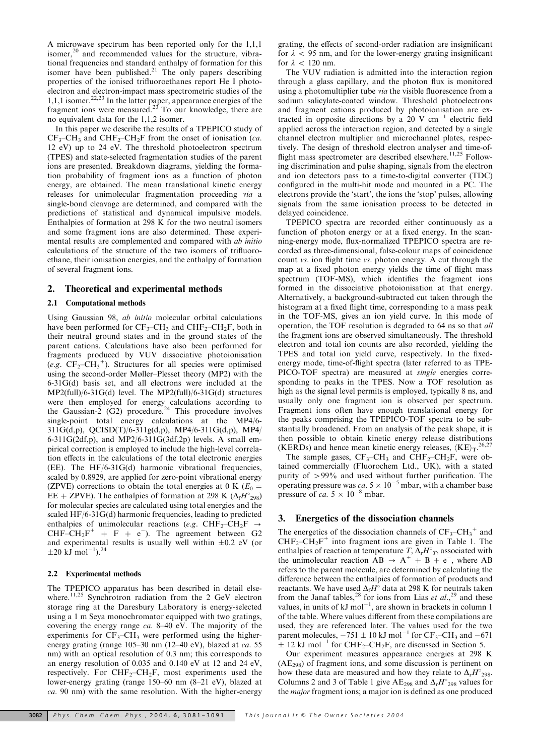A microwave spectrum has been reported only for the 1,1,1 isomer,[20] and recommended values for the structure, vibrational frequencies and standard enthalpy of formation for this isomer have been published.[21] The only papers describing properties of the ionised trifluoroethanes report He I photoelectron and electron-impact mass spectrometric studies of the 1,1,1 isomer.[22,23] In the latter paper, appearance energies of the fragment ions were measured.[23] To our knowledge, there are no equivalent data for the 1,1,2 isomer.

In this paper we describe the results of a TPEPICO study of $CF_3$–$CH_3$ and $CHF_2$–$CH_2F$ from the onset of ionisation (*ca.* 12 eV) up to 24 eV. The threshold photoelectron spectrum (TPES) and state-selected fragmentation studies of the parent ions are presented. Breakdown diagrams, yielding the formation probability of fragment ions as a function of photon energy, are obtained. The mean translational kinetic energy releases for unimolecular fragmentation proceeding *via* a single-bond cleavage are determined, and compared with the predictions of statistical and dynamical impulsive models. Enthalpies of formation at 298 K for the two neutral isomers and some fragment ions are also determined. These experimental results are complemented and compared with *ab initio* calculations of the structure of the two isomers of trifluoroethane, their ionisation energies, and the enthalpy of formation of several fragment ions.

## 2. Theoretical and experimental methods

### 2.1 Computational methods

Using Gaussian 98, *ab initio* molecular orbital calculations have been performed for $CF_3$–$CH_3$ and $CHF_2$–$CH_2F$, both in their neutral ground states and in the ground states of the parent cations. Calculations have also been performed for fragments produced by VUV dissociative photoionisation (*e.g.* $CF_2$–$CH_3^+$). Structures for all species were optimised using the second-order Møller–Plesset theory (MP2) with the 6-31G(d) basis set, and all electrons were included at the MP2(full)/6-31G(d) level. The MP2(full)/6-31G(d) structures were then employed for energy calculations according to the Gaussian-2 (G2) procedure.[24] This procedure involves single-point total energy calculations at the MP4/6-311G(d,p), QCISD(T)/6-311g(d,p), MP4/6-311G(d,p), MP4/6-311G(2df,p), and MP2/6-311G(3df,2p) levels. A small empirical correction is employed to include the high-level correlation effects in the calculations of the total electronic energies (EE). The HF/6-31G(d) harmonic vibrational frequencies, scaled by 0.8929, are applied for zero-point vibrational energy (ZPVE) corrections to obtain the total energies at 0 K ($E_0$ = EE + ZPVE). The enthalpies of formation at 298 K ($\Delta_f H^\circ_{298}$) for molecular species are calculated using total energies and the scaled HF/6-31G(d) harmonic frequencies, leading to predicted enthalpies of unimolecular reactions (*e.g.* $CHF_2$–$CH_2F$ $\rightarrow$ $CHF$–$CH_2F^+$ + F + $e^-$). The agreement between G2 and experimental results is usually well within ±0.2 eV (or ±20 kJ mol$^{-1}$).[24]

### 2.2 Experimental methods

The TPEPICO apparatus has been described in detail elsewhere.[11,25] Synchrotron radiation from the 2 GeV electron storage ring at the Daresbury Laboratory is energy-selected using a 1 m Seya monochromator equipped with two gratings, covering the energy range *ca.* 8–40 eV. The majority of the experiments for $CF_3$–$CH_3$ were performed using the higher-energy grating (range 105–30 nm (12–40 eV), blazed at *ca.* 55 nm) with an optical resolution of 0.3 nm; this corresponds to an energy resolution of 0.035 and 0.140 eV at 12 and 24 eV, respectively. For $CHF_2$–$CH_2F$, most experiments used the lower-energy grating (range 150–60 nm (8–21 eV), blazed at *ca.* 90 nm) with the same resolution. With the higher-energy grating, the effects of second-order radiation are insignificant for $\lambda$ < 95 nm, and for the lower-energy grating insignificant for $\lambda$ < 120 nm.

The VUV radiation is admitted into the interaction region through a glass capillary, and the photon flux is monitored using a photomultiplier tube *via* the visible fluorescence from a sodium salicylate-coated window. Threshold photoelectrons and fragment cations produced by photoionisation are extracted in opposite directions by a 20 V cm$^{-1}$ electric field applied across the interaction region, and detected by a single channel electron multiplier and microchannel plates, respectively. The design of threshold electron analyser and time-of-flight mass spectrometer are described elsewhere.[11,25] Following discrimination and pulse shaping, signals from the electron and ion detectors pass to a time-to-digital converter (TDC) configured in the multi-hit mode and mounted in a PC. The electrons provide the 'start', the ions the 'stop' pulses, allowing signals from the same ionisation process to be detected in delayed coincidence.

TPEPICO spectra are recorded either continuously as a function of photon energy or at a fixed energy. In the scanning-energy mode, flux-normalized TPEPICO spectra are recorded as three-dimensional, false-colour maps of coincidence count *vs.* ion flight time *vs.* photon energy. A cut through the map at a fixed photon energy yields the time of flight mass spectrum (TOF-MS), which identifies the fragment ions formed in the dissociative photoionisation at that energy. Alternatively, a background-subtracted cut taken through the histogram at a fixed flight time, corresponding to a mass peak in the TOF-MS, gives an ion yield curve. In this mode of operation, the TOF resolution is degraded to 64 ns so that *all* the fragment ions are observed simultaneously. The threshold electron and total ion counts are also recorded, yielding the TPES and total ion yield curve, respectively. In the fixed-energy mode, time-of-flight spectra (later referred to as TPEPICO-TOF spectra) are measured at *single* energies corresponding to peaks in the TPES. Now a TOF resolution as high as the signal level permits is employed, typically 8 ns, and usually only one fragment ion is observed per spectrum. Fragment ions often have enough translational energy for the peaks comprising the TPEPICO-TOF spectra to be substantially broadened. From an analysis of the peak shape, it is then possible to obtain kinetic energy release distributions (KERDs) and hence mean kinetic energy releases, $\langle KE \rangle_T$.[26,27]

The sample gases, $CF_3$–$CH_3$ and $CHF_2$–$CH_2F$, were obtained commercially (Fluorochem Ltd., UK), with a stated purity of >99% and used without further purification. The operating pressure was *ca.* $5 \times 10^{-5}$ mbar, with a chamber base pressure of *ca.* $5 \times 10^{-8}$ mbar.

## 3. Energetics of the dissociation channels

The energetics of the dissociation channels of $CF_3$–$CH_3^+$ and $CHF_2$–$CH_2F^+$ into fragment ions are given in Table 1. The enthalpies of reaction at temperature $T$, $\Delta_r H^\circ_T$, associated with the unimolecular reaction AB $\rightarrow$ $A^+$ + B + $e^-$, where AB refers to the parent molecule, are determined by calculating the difference between the enthalpies of formation of products and reactants. We have used $\Delta_f H^\circ$ data at 298 K for neutrals taken from the Janaf tables,[28] for ions from Lias *et al.*,[29] and these values, in units of kJ mol$^{-1}$, are shown in brackets in column 1 of the table. Where values different from these compilations are used, they are referenced later. The values used for the two parent molecules, −751 ± 10 kJ mol$^{-1}$ for $CF_3$–$CH_3$ and −671 ± 12 kJ mol$^{-1}$ for $CHF_2$–$CH_2F$, are discussed in Section 5.

Our experiment measures appearance energies at 298 K ($AE_{298}$) of fragment ions, and some discussion is pertinent on how these data are measured and how they relate to $\Delta_r H^\circ_{298}$. Columns 2 and 3 of Table 1 give $AE_{298}$ and $\Delta_r H^\circ_{298}$ values for the *major* fragment ions; a major ion is defined as one produced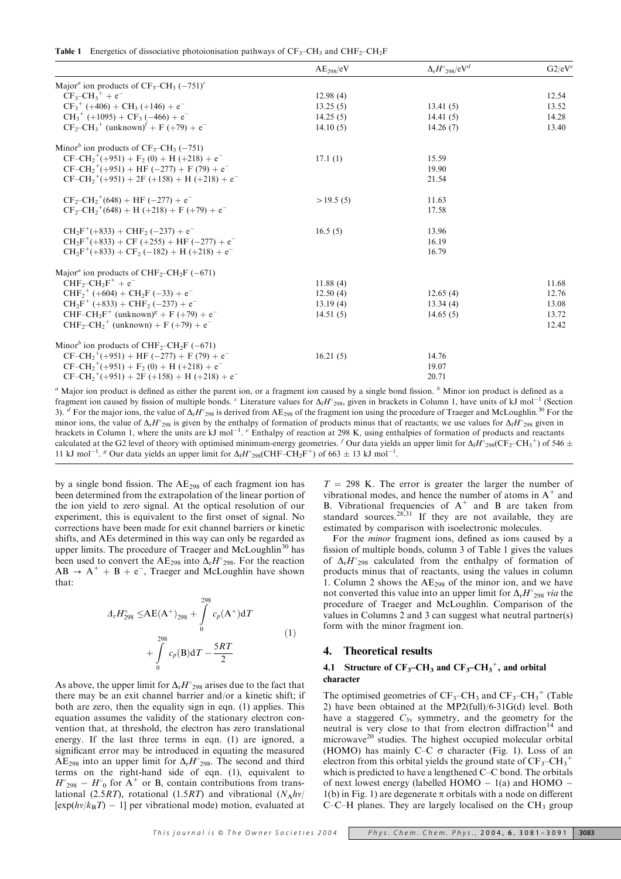**Table 1** Energetics of dissociative photoionisation pathways of $CF_3$–$CH_3$ and $CHF_2$–$CH_2F$

| | $AE_{298}$/eV | $\Delta_r H^\circ_{298}$/eV[d] | G2/eV[e] |
|---|---|---|---|
| Major[a] ion products of $CF_3$–$CH_3$ (−751)[c] | | | |
| $CF_3$–$CH_3^+$ + $e^-$ | 12.98 (4) | | 12.54 |
| $CF_3^+$ (+406) + $CH_3$ (+146) + $e^-$ | 13.25 (5) | 13.41 (5) | 13.52 |
| $CH_3^+$ (+1095) + $CF_3$ (−466) + $e^-$ | 14.25 (5) | 14.41 (5) | 14.28 |
| $CF_2$–$CH_3^+$ (unknown)[f] + F (+79) + $e^-$ | 14.10 (5) | 14.26 (7) | 13.40 |
| Minor[b] ion products of $CF_3$–$CH_3$ (−751) | | | |
| CF–$CH_2^+$(+951) + $F_2$ (0) + H (+218) + $e^-$ | 17.1 (1) | 15.59 | |
| CF–$CH_2^+$(+951) + HF (−277) + F (79) + $e^-$ | | 19.90 | |
| CF–$CH_2^+$(+951) + 2F (+158) + H (+218) + $e^-$ | | 21.54 | |
| $CF_2$–$CH_2^+$(648) + HF (−277) + $e^-$ | >19.5 (5) | 11.63 | |
| $CF_2$–$CH_2^+$(648) + H (+218) + F (+79) + $e^-$ | | 17.58 | |
| $CH_2F^+$(+833) + $CHF_2$ (−237) + $e^-$ | 16.5 (5) | 13.96 | |
| $CH_2F^+$(+833) + CF (+255) + HF (−277) + $e^-$ | | 16.19 | |
| $CH_2F^+$(+833) + $CF_2$ (−182) + H (+218) + $e^-$ | | 16.79 | |
| Major[a] ion products of $CHF_2$–$CH_2F$ (−671) | | | |
| $CHF_2$–$CH_2F^+$ + $e^-$ | 11.88 (4) | | 11.68 |
| $CHF_2^+$ (+604) + $CH_2F$ (−33) + $e^-$ | 12.50 (4) | 12.65 (4) | 12.76 |
| $CH_2F^+$ (+833) + $CHF_2$ (−237) + $e^-$ | 13.19 (4) | 13.34 (4) | 13.08 |
| CHF–$CH_2F^+$ (unknown)[g] + F (+79) + $e^-$ | 14.51 (5) | 14.65 (5) | 13.72 |
| $CHF_2$–$CH_2^+$ (unknown) + F (+79) + $e^-$ | | | 12.42 |
| Minor[b] ion products of $CHF_2$–$CH_2F$ (−671) | | | |
| CF–$CH_2^+$(+951) + HF (−277) + F (79) + $e^-$ | 16.21 (5) | 14.76 | |
| CF–$CH_2^+$(+951) + $F_2$ (0) + H (+218) + $e^-$ | | 19.07 | |
| CF–$CH_2^+$(+951) + 2F (+158) + H (+218) + $e^-$ | | 20.71 | |

[a] Major ion product is defined as either the parent ion, or a fragment ion caused by a single bond fission. [b] Minor ion product is defined as a fragment ion caused by fission of multiple bonds. [c] Literature values for $\Delta_f H^\circ_{298}$, given in brackets in Column 1, have units of kJ mol$^{-1}$ (Section 3). [d] For the major ions, the value of $\Delta_r H^\circ_{298}$ is derived from $AE_{298}$ of the fragment ion using the procedure of Traeger and McLoughlin.[30] For the minor ions, the value of $\Delta_r H^\circ_{298}$ is given by the enthalpy of formation of products minus that of reactants; we use values for $\Delta_f H^\circ_{298}$ given in brackets in Column 1, where the units are kJ mol$^{-1}$. [e] Enthalpy of reaction at 298 K, using enthalpies of formation of products and reactants calculated at the G2 level of theory with optimised minimum-energy geometries. [f] Our data yields an upper limit for $\Delta_f H^\circ_{298}(CF_2–CH_3^+)$ of 546 ± 11 kJ mol$^{-1}$. [g] Our data yields an upper limit for $\Delta_f H^\circ_{298}(CHF–CH_2F^+)$ of 663 ± 13 kJ mol$^{-1}$.

by a single bond fission. The $AE_{298}$ of each fragment ion has been determined from the extrapolation of the linear portion of the ion yield to zero signal. At the optical resolution of our experiment, this is equivalent to the first onset of signal. No corrections have been made for exit channel barriers or kinetic shifts, and AEs determined in this way can only be regarded as upper limits. The procedure of Traeger and McLoughlin[30] has been used to convert the $AE_{298}$ into $\Delta_r H^\circ_{298}$. For the reaction $AB \rightarrow A^+ + B + e^-$, Traeger and McLoughlin have shown that:

$$\Delta_r H^\circ_{298} \leq AE(A^+)_{298} + \int_0^{298} c_p(A^+)\mathrm{d}T + \int_0^{298} c_p(B)\mathrm{d}T - \frac{5RT}{2} \qquad (1)$$

As above, the upper limit for $\Delta_r H^\circ_{298}$ arises due to the fact that there may be an exit channel barrier and/or a kinetic shift; if both are zero, then the equality sign in eqn. (1) applies. This equation assumes the validity of the stationary electron convention that, at threshold, the electron has zero translational energy. If the last three terms in eqn. (1) are ignored, a significant error may be introduced in equating the measured $AE_{298}$ into an upper limit for $\Delta_r H^\circ_{298}$. The second and third terms on the right-hand side of eqn. (1), equivalent to $H^\circ_{298} - H^\circ_0$ for $A^+$ or B, contain contributions from translational (2.5$RT$), rotational (1.5$RT$) and vibrational ($N_A h\nu / [\exp(h\nu/k_B T) - 1]$ per vibrational mode) motion, evaluated at $T$ = 298 K. The error is greater the larger the number of vibrational modes, and hence the number of atoms in $A^+$ and B. Vibrational frequencies of $A^+$ and B are taken from standard sources.[28,31] If they are not available, they are estimated by comparison with isoelectronic molecules.

For the *minor* fragment ions, defined as ions caused by a fission of multiple bonds, column 3 of Table 1 gives the values of $\Delta_r H^\circ_{298}$ calculated from the enthalpy of formation of products minus that of reactants, using the values in column 1. Column 2 shows the $AE_{298}$ of the minor ion, and we have not converted this value into an upper limit for $\Delta_r H^\circ_{298}$ *via* the procedure of Traeger and McLoughlin. Comparison of the values in Columns 2 and 3 can suggest what neutral partner(s) form with the minor fragment ion.

## 4. Theoretical results

### 4.1 Structure of $CF_3$–$CH_3$ and $CF_3$–$CH_3^+$, and orbital character

The optimised geometries of $CF_3$–$CH_3$ and $CF_3$–$CH_3^+$ (Table 2) have been obtained at the MP2(full)/6-31G(d) level. Both have a staggered $C_{3v}$ symmetry, and the geometry for the neutral is very close to that from electron diffraction[14] and microwave[20] studies. The highest occupied molecular orbital (HOMO) has mainly C–C σ character (Fig. 1). Loss of an electron from this orbital yields the ground state of $CF_3$–$CH_3^+$ which is predicted to have a lengthened C–C bond. The orbitals of next lowest energy (labelled HOMO − 1(a) and HOMO − 1(b) in Fig. 1) are degenerate π orbitals with a node on different C–C–H planes. They are largely localised on the $CH_3$ group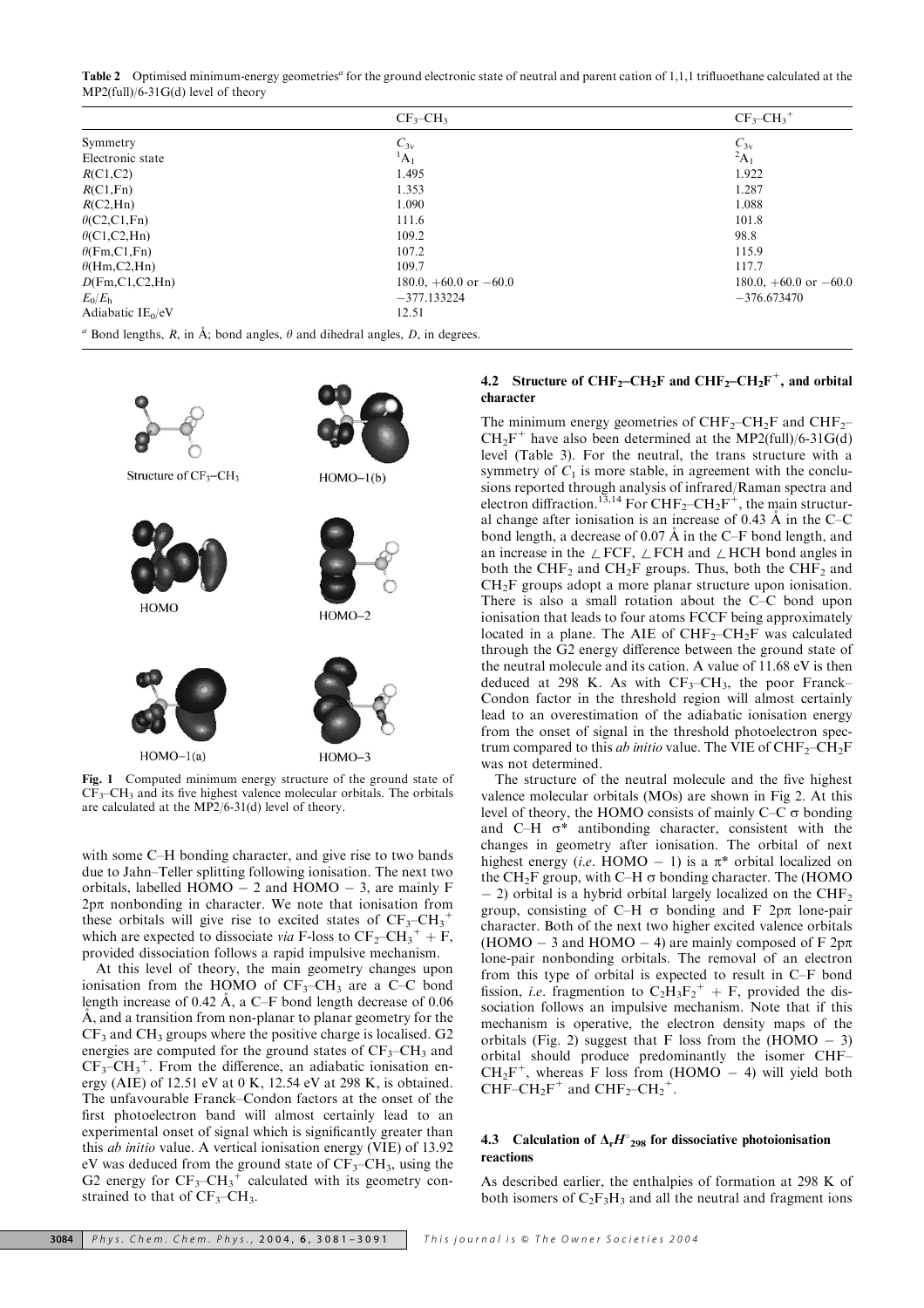**Table 2** Optimised minimum-energy geometries[a] for the ground electronic state of neutral and parent cation of 1,1,1 trifluoethane calculated at the MP2(full)/6-31G(d) level of theory

| | $CF_3$–$CH_3$ | $CF_3$–$CH_3{}^+$ |
|---|---|---|
| Symmetry | $C_{3v}$ | $C_{3v}$ |
| Electronic state | $^1A_1$ | $^2A_1$ |
| $R$(C1,C2) | 1.495 | 1.922 |
| $R$(C1,Fn) | 1.353 | 1.287 |
| $R$(C2,Hn) | 1.090 | 1.088 |
| $\theta$(C2,C1,Fn) | 111.6 | 101.8 |
| $\theta$(C1,C2,Hn) | 109.2 | 98.8 |
| $\theta$(Fm,C1,Fn) | 107.2 | 115.9 |
| $\theta$(Hm,C2,Hn) | 109.7 | 117.7 |
| $D$(Fm,C1,C2,Hn) | 180.0, +60.0 or −60.0 | 180.0, +60.0 or −60.0 |
| $E_0/E_h$ | −377.133224 | −376.673470 |
| Adiabatic $IE_0$/eV | 12.51 | |

[a] Bond lengths, $R$, in Å; bond angles, $\theta$ and dihedral angles, $D$, in degrees.

**Fig. 1** Computed minimum energy structure of the ground state of $CF_3$–$CH_3$ and its five highest valence molecular orbitals. The orbitals are calculated at the MP2/6-31(d) level of theory.

with some C–H bonding character, and give rise to two bands due to Jahn–Teller splitting following ionisation. The next two orbitals, labelled HOMO − 2 and HOMO − 3, are mainly F 2pπ nonbonding in character. We note that ionisation from these orbitals will give rise to excited states of $CF_3$–$CH_3{}^+$ which are expected to dissociate *via* F-loss to $CF_2$–$CH_3{}^+$ + F, provided dissociation follows a rapid impulsive mechanism.

At this level of theory, the main geometry changes upon ionisation from the HOMO of $CF_3$–$CH_3$ are a C–C bond length increase of 0.42 Å, a C–F bond length decrease of 0.06 Å, and a transition from non-planar to planar geometry for the $CF_3$ and $CH_3$ groups where the positive charge is localised. G2 energies are computed for the ground states of $CF_3$–$CH_3$ and $CF_3$–$CH_3{}^+$. From the difference, an adiabatic ionisation energy (AIE) of 12.51 eV at 0 K, 12.54 eV at 298 K, is obtained. The unfavourable Franck–Condon factors at the onset of the first photoelectron band will almost certainly lead to an experimental onset of signal which is significantly greater than this *ab initio* value. A vertical ionisation energy (VIE) of 13.92 eV was deduced from the ground state of $CF_3$–$CH_3$, using the G2 energy for $CF_3$–$CH_3{}^+$ calculated with its geometry constrained to that of $CF_3$–$CH_3$.

### 4.2 Structure of $CHF_2$–$CH_2F$ and $CHF_2$–$CH_2F^+$, and orbital character

The minimum energy geometries of $CHF_2$–$CH_2F$ and $CHF_2$–$CH_2F^+$ have also been determined at the MP2(full)/6-31G(d) level (Table 3). For the neutral, the trans structure with a symmetry of $C_1$ is more stable, in agreement with the conclusions reported through analysis of infrared/Raman spectra and electron diffraction.[13,14] For $CHF_2$–$CH_2F^+$, the main structural change after ionisation is an increase of 0.43 Å in the C–C bond length, a decrease of 0.07 Å in the C–F bond length, and an increase in the ∠FCF, ∠FCH and ∠HCH bond angles in both the $CHF_2$ and $CH_2F$ groups. Thus, both the $CHF_2$ and $CH_2F$ groups adopt a more planar structure upon ionisation. There is also a small rotation about the C–C bond upon ionisation that leads to four atoms FCCF being approximately located in a plane. The AIE of $CHF_2$–$CH_2F$ was calculated through the G2 energy difference between the ground state of the neutral molecule and its cation. A value of 11.68 eV is then deduced at 298 K. As with $CF_3$–$CH_3$, the poor Franck–Condon factor in the threshold region will almost certainly lead to an overestimation of the adiabatic ionisation energy from the onset of signal in the threshold photoelectron spectrum compared to this *ab initio* value. The VIE of $CHF_2$–$CH_2F$ was not determined.

The structure of the neutral molecule and the five highest valence molecular orbitals (MOs) are shown in Fig 2. At this level of theory, the HOMO consists of mainly C–C σ bonding and C–H σ* antibonding character, consistent with the changes in geometry after ionisation. The orbital of next highest energy (*i.e.* HOMO − 1) is a π* orbital localized on the $CH_2F$ group, with C–H σ bonding character. The (HOMO − 2) orbital is a hybrid orbital largely localized on the $CHF_2$ group, consisting of C–H σ bonding and F 2pπ lone-pair character. Both of the next two higher excited valence orbitals (HOMO − 3 and HOMO − 4) are mainly composed of F 2pπ lone-pair nonbonding orbitals. The removal of an electron from this type of orbital is expected to result in C–F bond fission, *i.e.* fragmentation to $C_2H_3F_2{}^+$ + F, provided the dissociation follows an impulsive mechanism. Note that if this mechanism is operative, the electron density maps of the orbitals (Fig. 2) suggest that F loss from the (HOMO − 3) orbital should produce predominantly the isomer CHF–$CH_2F^+$, whereas F loss from (HOMO − 4) will yield both CHF–$CH_2F^+$ and $CHF_2$–$CH_2{}^+$.

### 4.3 Calculation of $\Delta_r H^\circ_{298}$ for dissociative photoionisation reactions

As described earlier, the enthalpies of formation at 298 K of both isomers of $C_2F_3H_3$ and all the neutral and fragment ions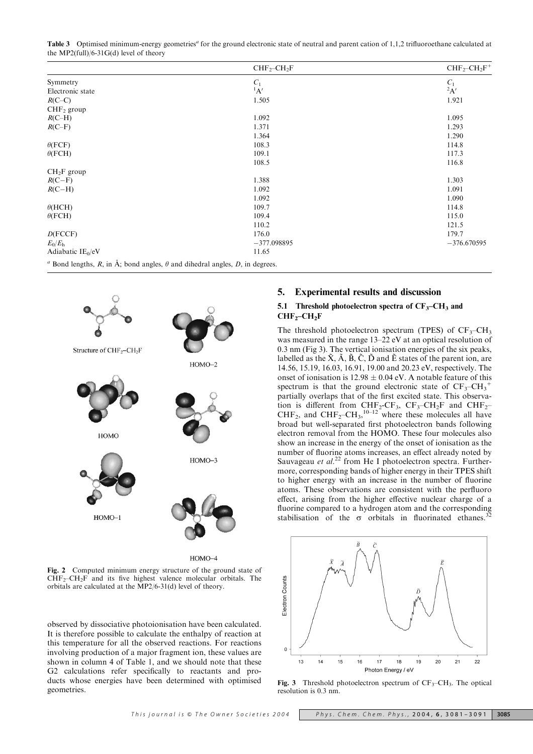**Table 3** Optimised minimum-energy geometries[a] for the ground electronic state of neutral and parent cation of 1,1,2 trifluoroethane calculated at the MP2(full)/6-31G(d) level of theory

| | $CHF_2$–$CH_2F$ | $CHF_2$–$CH_2F^+$ |
|---|---|---|
| Symmetry | $C_1$ | $C_1$ |
| Electronic state | $^1A'$ | $^2A'$ |
| $R$(C–C) | 1.505 | 1.921 |
| $CHF_2$ group | | |
| $R$(C–H) | 1.092 | 1.095 |
| $R$(C–F) | 1.371 | 1.293 |
| | 1.364 | 1.290 |
| $\theta$(FCF) | 108.3 | 114.8 |
| $\theta$(FCH) | 109.1 | 117.3 |
| | 108.5 | 116.8 |
| $CH_2F$ group | | |
| $R$(C–F) | 1.388 | 1.303 |
| $R$(C–H) | 1.092 | 1.091 |
| | 1.092 | 1.090 |
| $\theta$(HCH) | 109.7 | 114.8 |
| $\theta$(FCH) | 109.4 | 115.0 |
| | 110.2 | 121.5 |
| $D$(FCCF) | 176.0 | 179.7 |
| $E_0/E_h$ | −377.098895 | −376.670595 |
| Adiabatic $IE_0$/eV | 11.65 | |

[a] Bond lengths, $R$, in Å; bond angles, $\theta$ and dihedral angles, $D$, in degrees.

**Fig. 2** Computed minimum energy structure of the ground state of $CHF_2$–$CH_2F$ and its five highest valence molecular orbitals. The orbitals are calculated at the MP2/6-31(d) level of theory.

observed by dissociative photoionisation have been calculated. It is therefore possible to calculate the enthalpy of reaction at this temperature for all the observed reactions. For reactions involving production of a major fragment ion, these values are shown in column 4 of Table 1, and we should note that these G2 calculations refer specifically to reactants and products whose energies have been determined with optimised geometries.

## 5. Experimental results and discussion

### 5.1 Threshold photoelectron spectra of $CF_3$–$CH_3$ and $CHF_2$–$CH_2F$

The threshold photoelectron spectrum (TPES) of $CF_3$–$CH_3$ was measured in the range 13–22 eV at an optical resolution of 0.3 nm (Fig 3). The vertical ionisation energies of the six peaks, labelled as the X̃, Ã, B̃, C̃, D̃ and Ẽ states of the parent ion, are 14.56, 15.19, 16.03, 16.91, 19.00 and 20.23 eV, respectively. The onset of ionisation is 12.98 ± 0.04 eV. A notable feature of this spectrum is that the ground electronic state of $CF_3$–$CH_3^+$ partially overlaps that of the first excited state. This observation is different from $CHF_2$-$CF_3$, $CF_3$–$CH_2F$ and $CHF_2$–$CHF_2$, and $CHF_2$–$CH_3$,[10–12] where these molecules all have broad but well-separated first photoelectron bands following electron removal from the HOMO. These four molecules also show an increase in the energy of the onset of ionisation as the number of fluorine atoms increases, an effect already noted by Sauvageau *et al.*[22] from He I photoelectron spectra. Furthermore, corresponding bands of higher energy in their TPES shift to higher energy with an increase in the number of fluorine atoms. These observations are consistent with the perfluoro effect, arising from the higher effective nuclear charge of a fluorine compared to a hydrogen atom and the corresponding stabilisation of the σ orbitals in fluorinated ethanes.[32]

**Fig. 3** Threshold photoelectron spectrum of $CF_3$–$CH_3$. The optical resolution is 0.3 nm.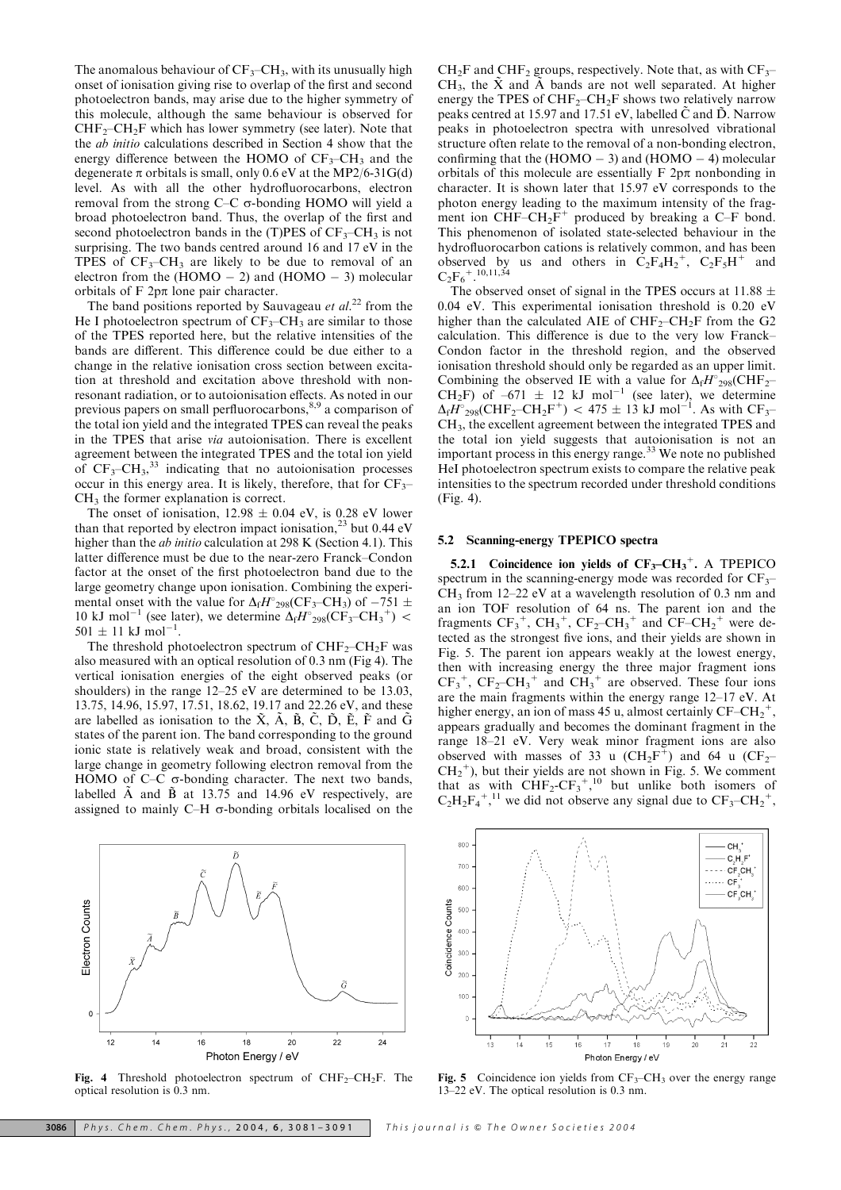The anomalous behaviour of $CF_3$–$CH_3$, with its unusually high onset of ionisation giving rise to overlap of the first and second photoelectron bands, may arise due to the higher symmetry of this molecule, although the same behaviour is observed for $CHF_2$–$CH_2F$ which has lower symmetry (see later). Note that the *ab initio* calculations described in Section 4 show that the energy difference between the HOMO of $CF_3$–$CH_3$ and the degenerate π orbitals is small, only 0.6 eV at the MP2/6-31G(d) level. As with all the other hydrofluorocarbons, electron removal from the strong C–C σ-bonding HOMO will yield a broad photoelectron band. Thus, the overlap of the first and second photoelectron bands in the (T)PES of $CF_3$–$CH_3$ is not surprising. The two bands centred around 16 and 17 eV in the TPES of $CF_3$–$CH_3$ are likely to be due to removal of an electron from the (HOMO − 2) and (HOMO − 3) molecular orbitals of F 2pπ lone pair character.

The band positions reported by Sauvageau *et al.*[22] from the He I photoelectron spectrum of $CF_3$–$CH_3$ are similar to those of the TPES reported here, but the relative intensities of the bands are different. This difference could be due either to a change in the relative ionisation cross section between excitation at threshold and excitation above threshold with non-resonant radiation, or to autoionisation effects. As noted in our previous papers on small perfluorocarbons,[8,9] a comparison of the total ion yield and the integrated TPES can reveal the peaks in the TPES that arise *via* autoionisation. There is excellent agreement between the integrated TPES and the total ion yield of $CF_3$–$CH_3$,[33] indicating that no autoionisation processes occur in this energy area. It is likely, therefore, that for $CF_3$–$CH_3$ the former explanation is correct.

The onset of ionisation, 12.98 ± 0.04 eV, is 0.28 eV lower than that reported by electron impact ionisation,[23] but 0.44 eV higher than the *ab initio* calculation at 298 K (Section 4.1). This latter difference must be due to the near-zero Franck–Condon factor at the onset of the first photoelectron band due to the large geometry change upon ionisation. Combining the experimental onset with the value for $\Delta_f H^\circ_{298}(CF_3\text{–}CH_3)$ of $-751 \pm 10$ kJ mol$^{-1}$ (see later), we determine $\Delta_f H^\circ_{298}(CF_3\text{–}CH_3^+) < 501 \pm 11$ kJ mol$^{-1}$.

The threshold photoelectron spectrum of $CHF_2$–$CH_2F$ was also measured with an optical resolution of 0.3 nm (Fig 4). The vertical ionisation energies of the eight observed peaks (or shoulders) in the range 12–25 eV are determined to be 13.03, 13.75, 14.96, 15.97, 17.51, 18.62, 19.17 and 22.26 eV, and these are labelled as ionisation to the $\tilde{X}$, $\tilde{A}$, $\tilde{B}$, $\tilde{C}$, $\tilde{D}$, $\tilde{E}$, $\tilde{F}$ and $\tilde{G}$ states of the parent ion. The band corresponding to the ground ionic state is relatively weak and broad, consistent with the large change in geometry following electron removal from the HOMO of C–C σ-bonding character. The next two bands, labelled $\tilde{A}$ and $\tilde{B}$ at 13.75 and 14.96 eV respectively, are assigned to mainly C–H σ-bonding orbitals localised on the $CH_2F$ and $CHF_2$ groups, respectively. Note that, as with $CF_3$–$CH_3$, the $\tilde{X}$ and $\tilde{A}$ bands are not well separated. At higher energy the TPES of $CHF_2$–$CH_2F$ shows two relatively narrow peaks centred at 15.97 and 17.51 eV, labelled $\tilde{C}$ and $\tilde{D}$. Narrow peaks in photoelectron spectra with unresolved vibrational structure often relate to the removal of a non-bonding electron, confirming that the (HOMO − 3) and (HOMO − 4) molecular orbitals of this molecule are essentially F 2pπ nonbonding in character. It is shown later that 15.97 eV corresponds to the photon energy leading to the maximum intensity of the fragment ion $CHF$–$CH_2F^+$ produced by breaking a C–F bond. This phenomenon of isolated state-selected behaviour in the hydrofluorocarbon cations is relatively common, and has been observed by us and others in $C_2F_4H_2^+$, $C_2F_5H^+$ and $C_2F_6^+$.[10,11,34]

The observed onset of signal in the TPES occurs at 11.88 ± 0.04 eV. This experimental ionisation threshold is 0.20 eV higher than the calculated AIE of $CHF_2$–$CH_2F$ from the G2 calculation. This difference is due to the very low Franck–Condon factor in the threshold region, and the observed ionisation threshold should only be regarded as an upper limit. Combining the observed IE with a value for $\Delta_f H^\circ_{298}(CHF_2\text{–}CH_2F)$ of $-671 \pm 12$ kJ mol$^{-1}$ (see later), we determine $\Delta_f H^\circ_{298}(CHF_2\text{–}CH_2F^+) < 475 \pm 13$ kJ mol$^{-1}$. As with $CF_3$–$CH_3$, the excellent agreement between the integrated TPES and the total ion yield suggests that autoionisation is not an important process in this energy range.[33] We note no published HeI photoelectron spectrum exists to compare the relative peak intensities to the spectrum recorded under threshold conditions (Fig. 4).

Fig. 4 Threshold photoelectron spectrum of $CHF_2$–$CH_2F$. The optical resolution is 0.3 nm.

### 5.2 Scanning-energy TPEPICO spectra

**5.2.1 Coincidence ion yields of $CF_3$–$CH_3^+$.** A TPEPICO spectrum in the scanning-energy mode was recorded for $CF_3$–$CH_3$ from 12–22 eV at a wavelength resolution of 0.3 nm and an ion TOF resolution of 64 ns. The parent ion and the fragments $CF_3^+$, $CH_3^+$, $CF_2$–$CH_3^+$ and $CF$–$CH_2^+$ were detected as the strongest five ions, and their yields are shown in Fig. 5. The parent ion appears weakly at the lowest energy, then with increasing energy the three major fragment ions $CF_3^+$, $CF_2$–$CH_3^+$ and $CH_3^+$ are observed. These four ions are the main fragments within the energy range 12–17 eV. At higher energy, an ion of mass 45 u, almost certainly $CF$–$CH_2^+$, appears gradually and becomes the dominant fragment in the range 18–21 eV. Very weak minor fragment ions are also observed with masses of 33 u ($CH_2F^+$) and 64 u ($CF_2$–$CH_2^+$), but their yields are not shown in Fig. 5. We comment that as with $CHF_2$-$CF_3^+$,[10] but unlike both isomers of $C_2H_2F_4^+$,[11] we did not observe any signal due to $CF_3$–$CH_2^+$,

Fig. 5 Coincidence ion yields from $CF_3$–$CH_3$ over the energy range 13–22 eV. The optical resolution is 0.3 nm.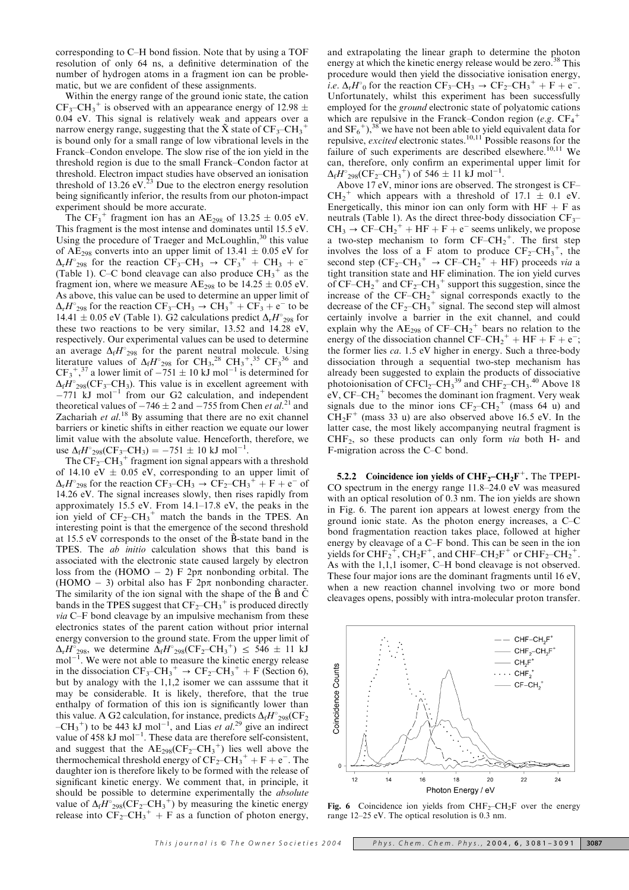corresponding to C–H bond fission. Note that by using a TOF resolution of only 64 ns, a definitive determination of the number of hydrogen atoms in a fragment ion can be problematic, but we are confident of these assignments.

Within the energy range of the ground ionic state, the cation $CF_3$–$CH_3^+$ is observed with an appearance energy of 12.98 ± 0.04 eV. This signal is relatively weak and appears over a narrow energy range, suggesting that the $\tilde{X}$ state of $CF_3$–$CH_3^+$ is bound only for a small range of low vibrational levels in the Franck–Condon envelope. The slow rise of the ion yield in the threshold region is due to the small Franck–Condon factor at threshold. Electron impact studies have observed an ionisation threshold of 13.26 eV.[23] Due to the electron energy resolution being significantly inferior, the results from our photon-impact experiment should be more accurate.

The $CF_3^+$ fragment ion has an $AE_{298}$ of 13.25 ± 0.05 eV. This fragment is the most intense and dominates until 15.5 eV. Using the procedure of Traeger and McLoughlin,[30] this value of $AE_{298}$ converts into an upper limit of 13.41 ± 0.05 eV for $\Delta_r H^\circ_{298}$ for the reaction $CF_3$–$CH_3$ → $CF_3^+$ + $CH_3$ + $e^-$ (Table 1). C–C bond cleavage can also produce $CH_3^+$ as the fragment ion, where we measure $AE_{298}$ to be 14.25 ± 0.05 eV. As above, this value can be used to determine an upper limit of $\Delta_r H^\circ_{298}$ for the reaction $CF_3$–$CH_3$ → $CH_3^+$ + $CF_3$ + $e^-$ to be 14.41 ± 0.05 eV (Table 1). G2 calculations predict $\Delta_r H^\circ_{298}$ for these two reactions to be very similar, 13.52 and 14.28 eV, respectively. Our experimental values can be used to determine an average $\Delta_f H^\circ_{298}$ for the parent neutral molecule. Using literature values of $\Delta_f H^\circ_{298}$ for $CH_3$,[28] $CH_3^+$,[35] $CF_3$[36] and $CF_3^+$,[37] a lower limit of −751 ± 10 kJ mol$^{-1}$ is determined for $\Delta_f H^\circ_{298}$($CF_3$–$CH_3$). This value is in excellent agreement with −771 kJ mol$^{-1}$ from our G2 calculation, and independent theoretical values of −746 ± 2 and −755 from Chen *et al.*[21] and Zachariah *et al.*[18] By assuming that there are no exit channel barriers or kinetic shifts in either reaction we equate our lower limit value with the absolute value. Henceforth, therefore, we use $\Delta_f H^\circ_{298}$($CF_3$–$CH_3$) = −751 ± 10 kJ mol$^{-1}$.

The $CF_2$–$CH_3^+$ fragment ion signal appears with a threshold of 14.10 eV ± 0.05 eV, corresponding to an upper limit of $\Delta_r H^\circ_{298}$ for the reaction $CF_3$–$CH_3$ → $CF_2$–$CH_3^+$ + F + $e^-$ of 14.26 eV. The signal increases slowly, then rises rapidly from approximately 15.5 eV. From 14.1–17.8 eV, the peaks in the ion yield of $CF_2$–$CH_3^+$ match the bands in the TPES. An interesting point is that the emergence of the second threshold at 15.5 eV corresponds to the onset of the $\tilde{B}$-state band in the TPES. The *ab initio* calculation shows that this band is associated with the electronic state caused largely by electron loss from the (HOMO − 2) F 2pπ nonbonding orbital. The (HOMO − 3) orbital also has F 2pπ nonbonding character. The similarity of the ion signal with the shape of the $\tilde{B}$ and $\tilde{C}$ bands in the TPES suggest that $CF_2$–$CH_3^+$ is produced directly *via* C–F bond cleavage by an impulsive mechanism from these electronics states of the parent cation without prior internal energy conversion to the ground state. From the upper limit of $\Delta_r H^\circ_{298}$, we determine $\Delta_f H^\circ_{298}$($CF_2$–$CH_3^+$) ≤ 546 ± 11 kJ mol$^{-1}$. We were not able to measure the kinetic energy release in the dissociation $CF_3$–$CH_3^+$ → $CF_2$–$CH_3^+$ + F (Section 6), but by analogy with the 1,1,2 isomer we can asssume that it may be considerable. It is likely, therefore, that the true enthalpy of formation of this ion is significantly lower than this value. A G2 calculation, for instance, predicts $\Delta_f H^\circ_{298}$($CF_2$–$CH_3^+$) to be 443 kJ mol$^{-1}$, and Lias *et al.*[29] give an indirect value of 458 kJ mol$^{-1}$. These data are therefore self-consistent, and suggest that the $AE_{298}$($CF_2$–$CH_3^+$) lies well above the thermochemical threshold energy of $CF_2$–$CH_3^+$ + F + $e^-$. The daughter ion is therefore likely to be formed with the release of significant kinetic energy. We comment that, in principle, it should be possible to determine experimentally the *absolute* value of $\Delta_f H^\circ_{298}$($CF_2$–$CH_3^+$) by measuring the kinetic energy release into $CF_2$–$CH_3^+$ + F as a function of photon energy, and extrapolating the linear graph to determine the photon energy at which the kinetic energy release would be zero.[38] This procedure would then yield the dissociative ionisation energy, *i.e.* $\Delta_r H^\circ_0$ for the reaction $CF_3$–$CH_3$ → $CF_2$–$CH_3^+$ + F + $e^-$. Unfortunately, whilst this experiment has been successfully employed for the *ground* electronic state of polyatomic cations which are repulsive in the Franck–Condon region (*e.g.* $CF_4^+$ and $SF_6^+$),[38] we have not been able to yield equivalent data for repulsive, *excited* electronic states.[10,11] Possible reasons for the failure of such experiments are described elsewhere.[10,11] We can, therefore, only confirm an experimental upper limit for $\Delta_f H^\circ_{298}$($CF_2$–$CH_3^+$) of 546 ± 11 kJ mol$^{-1}$.

Above 17 eV, minor ions are observed. The strongest is CF–$CH_2^+$ which appears with a threshold of 17.1 ± 0.1 eV. Energetically, this minor ion can only form with HF + F as neutrals (Table 1). As the direct three-body dissociation $CF_3$–$CH_3$ → CF–$CH_2^+$ + HF + F + $e^-$ seems unlikely, we propose a two-step mechanism to form CF–$CH_2^+$. The first step involves the loss of a F atom to produce $CF_2$–$CH_3^+$, the second step ($CF_2$–$CH_3^+$ → CF–$CH_2^+$ + HF) proceeds *via* a tight transition state and HF elimination. The ion yield curves of CF–$CH_2^+$ and $CF_2$–$CH_3^+$ support this suggestion, since the increase of the CF–$CH_2^+$ signal corresponds exactly to the decrease of the $CF_2$–$CH_3^+$ signal. The second step will almost certainly involve a barrier in the exit channel, and could explain why the $AE_{298}$ of CF–$CH_2^+$ bears no relation to the energy of the dissociation channel CF–$CH_2^+$ + HF + F + $e^-$; the former lies *ca.* 1.5 eV higher in energy. Such a three-body dissociation through a sequential two-step mechanism has already been suggested to explain the products of dissociative photoionisation of $CFCl_2$–$CH_3$[39] and $CHF_2$–$CH_3$.[40] Above 18 eV, CF–$CH_2^+$ becomes the dominant ion fragment. Very weak signals due to the minor ions $CF_2$–$CH_2^+$ (mass 64 u) and $CH_2F^+$ (mass 33 u) are also observed above 16.5 eV. In the latter case, the most likely accompanying neutral fragment is $CHF_2$, so these products can only form *via* both H- and F-migration across the C–C bond.

### 5.2.2 Coincidence ion yields of $CHF_2$–$CH_2F^+$.

The TPEPICO spectrum in the energy range 11.8–24.0 eV was measured with an optical resolution of 0.3 nm. The ion yields are shown in Fig. 6. The parent ion appears at lowest energy from the ground ionic state. As the photon energy increases, a C–C bond fragmentation reaction takes place, followed at higher energy by cleavage of a C–F bond. This can be seen in the ion yields for $CHF_2^+$, $CH_2F^+$, and CHF–$CH_2F^+$ or $CHF_2$–$CH_2^+$. As with the 1,1,1 isomer, C–H bond cleavage is not observed. These four major ions are the dominant fragments until 16 eV, when a new reaction channel involving two or more bond cleavages opens, possibly with intra-molecular proton transfer.

**Fig. 6** Coincidence ion yields from $CHF_2$–$CH_2F$ over the energy range 12–25 eV. The optical resolution is 0.3 nm.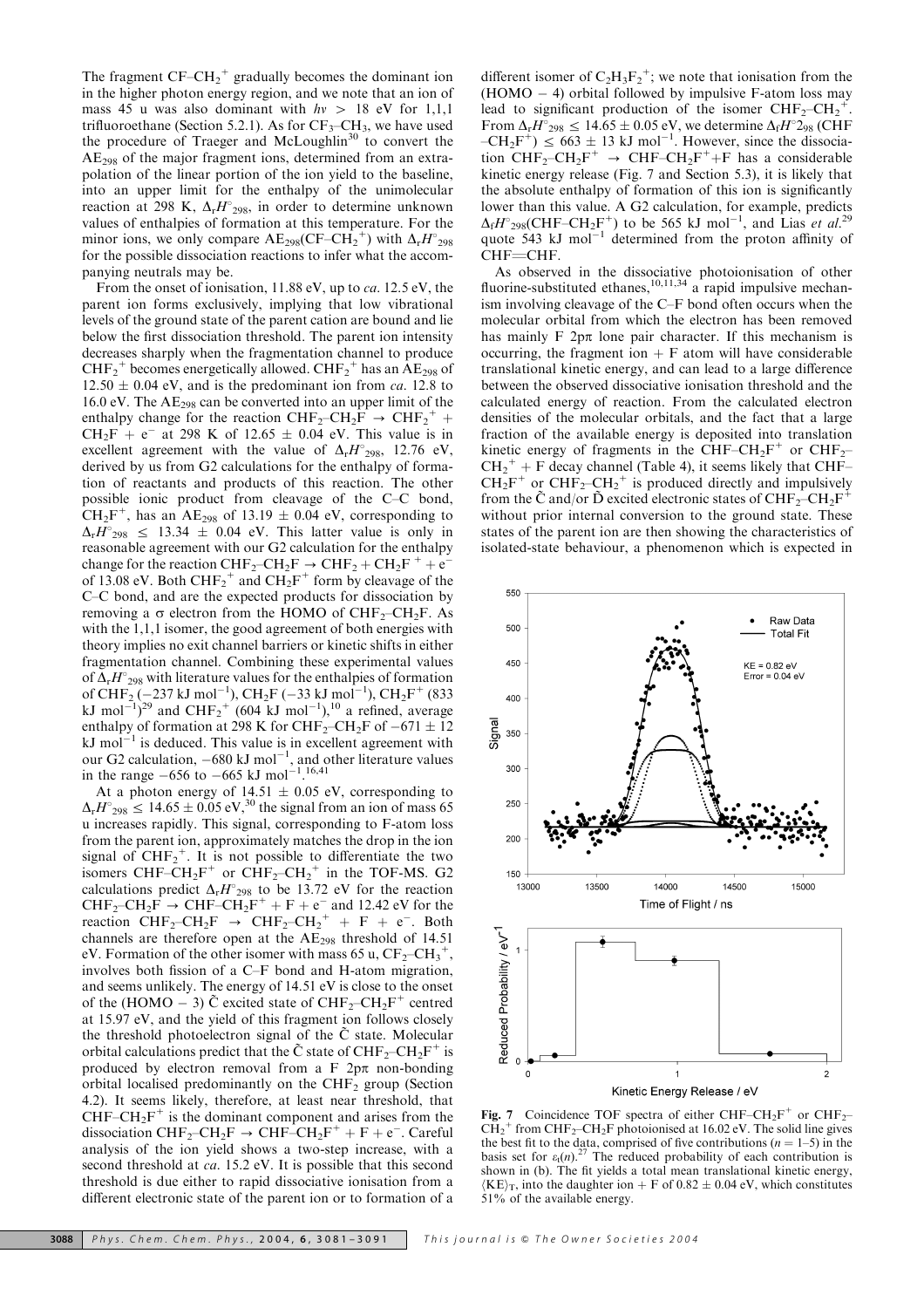The fragment $CF–CH_2^+$ gradually becomes the dominant ion in the higher photon energy region, and we note that an ion of mass 45 u was also dominant with $h\nu$ > 18 eV for 1,1,1 trifluoroethane (Section 5.2.1). As for $CF_3–CH_3$, we have used the procedure of Traeger and McLoughlin[30] to convert the $AE_{298}$ of the major fragment ions, determined from an extrapolation of the linear portion of the ion yield to the baseline, into an upper limit for the enthalpy of the unimolecular reaction at 298 K, $\Delta_r H^\circ_{298}$, in order to determine unknown values of enthalpies of formation at this temperature. For the minor ions, we only compare $AE_{298}(CF–CH_2^+)$ with $\Delta_r H^\circ_{298}$ for the possible dissociation reactions to infer what the accompanying neutrals may be.

From the onset of ionisation, 11.88 eV, up to *ca.* 12.5 eV, the parent ion forms exclusively, implying that low vibrational levels of the ground state of the parent cation are bound and lie below the first dissociation threshold. The parent ion intensity decreases sharply when the fragmentation channel to produce $CHF_2^+$ becomes energetically allowed. $CHF_2^+$ has an $AE_{298}$ of 12.50 ± 0.04 eV, and is the predominant ion from *ca.* 12.8 to 16.0 eV. The $AE_{298}$ can be converted into an upper limit of the enthalpy change for the reaction $CHF_2–CH_2F \rightarrow CHF_2^+ + CH_2F + e^-$ at 298 K of 12.65 ± 0.04 eV. This value is in excellent agreement with the value of $\Delta_r H^\circ_{298}$, 12.76 eV, derived by us from G2 calculations for the enthalpy of formation of reactants and products of this reaction. The other possible ionic product from cleavage of the C–C bond, $CH_2F^+$, has an $AE_{298}$ of 13.19 ± 0.04 eV, corresponding to $\Delta_r H^\circ_{298} \leq$ 13.34 ± 0.04 eV. This latter value is only in reasonable agreement with our G2 calculation for the enthalpy change for the reaction $CHF_2–CH_2F \rightarrow CHF_2 + CH_2F^+ + e^-$ of 13.08 eV. Both $CHF_2^+$ and $CH_2F^+$ form by cleavage of the C–C bond, and are the expected products for dissociation by removing a σ electron from the HOMO of $CHF_2–CH_2F$. As with the 1,1,1 isomer, the good agreement of both energies with theory implies no exit channel barriers or kinetic shifts in either fragmentation channel. Combining these experimental values of $\Delta_r H^\circ_{298}$ with literature values for the enthalpies of formation of $CHF_2$ (−237 kJ mol$^{-1}$), $CH_2F$ (−33 kJ mol$^{-1}$), $CH_2F^+$ (833 kJ mol$^{-1}$)[29] and $CHF_2^+$ (604 kJ mol$^{-1}$),[10] a refined, average enthalpy of formation at 298 K for $CHF_2–CH_2F$ of −671 ± 12 kJ mol$^{-1}$ is deduced. This value is in excellent agreement with our G2 calculation, −680 kJ mol$^{-1}$, and other literature values in the range −656 to −665 kJ mol$^{-1}$.[16,41]

At a photon energy of 14.51 ± 0.05 eV, corresponding to $\Delta_r H^\circ_{298} \leq$ 14.65 ± 0.05 eV,[30] the signal from an ion of mass 65 u increases rapidly. This signal, corresponding to F-atom loss from the parent ion, approximately matches the drop in the ion signal of $CHF_2^+$. It is not possible to differentiate the two isomers $CHF–CH_2F^+$ or $CHF_2–CH_2^+$ in the TOF-MS. G2 calculations predict $\Delta_r H^\circ_{298}$ to be 13.72 eV for the reaction $CHF_2–CH_2F \rightarrow CHF–CH_2F^+ + F + e^-$ and 12.42 eV for the reaction $CHF_2–CH_2F \rightarrow CHF_2–CH_2^+ + F + e^-$. Both channels are therefore open at the $AE_{298}$ threshold of 14.51 eV. Formation of the other isomer with mass 65 u, $CF_2–CH_3^+$, involves both fission of a C–F bond and H-atom migration, and seems unlikely. The energy of 14.51 eV is close to the onset of the (HOMO − 3) $\tilde{C}$ excited state of $CHF_2–CH_2F^+$ centred at 15.97 eV, and the yield of this fragment ion follows closely the threshold photoelectron signal of the $\tilde{C}$ state. Molecular orbital calculations predict that the $\tilde{C}$ state of $CHF_2–CH_2F^+$ is produced by electron removal from a F 2pπ non-bonding orbital localised predominantly on the $CHF_2$ group (Section 4.2). It seems likely, therefore, at least near threshold, that $CHF–CH_2F^+$ is the dominant component and arises from the dissociation $CHF_2–CH_2F \rightarrow CHF–CH_2F^+ + F + e^-$. Careful analysis of the ion yield shows a two-step increase, with a second threshold at *ca.* 15.2 eV. It is possible that this second threshold is due either to rapid dissociative ionisation from a different electronic state of the parent ion or to formation of a different isomer of $C_2H_3F_2^+$; we note that ionisation from the (HOMO − 4) orbital followed by impulsive F-atom loss may lead to significant production of the isomer $CHF_2–CH_2^+$. From $\Delta_r H^\circ_{298} \leq$ 14.65 ± 0.05 eV, we determine $\Delta_f H^\circ_{298}$ (CHF $–CH_2F^+$) ≤ 663 ± 13 kJ mol$^{-1}$. However, since the dissociation $CHF_2–CH_2F^+ \rightarrow CHF–CH_2F^+ + F$ has a considerable kinetic energy release (Fig. 7 and Section 5.3), it is likely that the absolute enthalpy of formation of this ion is significantly lower than this value. A G2 calculation, for example, predicts $\Delta_f H^\circ_{298}(CHF–CH_2F^+)$ to be 565 kJ mol$^{-1}$, and Lias *et al.*[29] quote 543 kJ mol$^{-1}$ determined from the proton affinity of CHF=CHF.

As observed in the dissociative photoionisation of other fluorine-substituted ethanes,[10,11,34] a rapid impulsive mechanism involving cleavage of the C–F bond often occurs when the molecular orbital from which the electron has been removed has mainly F 2pπ lone pair character. If this mechanism is occurring, the fragment ion + F atom will have considerable translational kinetic energy, and can lead to a large difference between the observed dissociative ionisation threshold and the calculated energy of reaction. From the calculated electron densities of the molecular orbitals, and the fact that a large fraction of the available energy is deposited into translation kinetic energy of fragments in the $CHF–CH_2F^+$ or $CHF_2–CH_2^+$ + F decay channel (Table 4), it seems likely that $CHF–CH_2F^+$ or $CHF_2–CH_2^+$ is produced directly and impulsively from the $\tilde{C}$ and/or $\tilde{D}$ excited electronic states of $CHF_2–CH_2F^+$ without prior internal conversion to the ground state. These states of the parent ion are then showing the characteristics of isolated-state behaviour, a phenomenon which is expected in

**Fig. 7** Coincidence TOF spectra of either $CHF–CH_2F^+$ or $CHF_2–CH_2^+$ from $CHF_2–CH_2F$ photoionised at 16.02 eV. The solid line gives the best fit to the data, comprised of five contributions ($n$ = 1–5) in the basis set for $\varepsilon_t(n)$.[27] The reduced probability of each contribution is shown in (b). The fit yields a total mean translational kinetic energy, $\langle KE \rangle_T$, into the daughter ion + F of 0.82 ± 0.04 eV, which constitutes 51% of the available energy.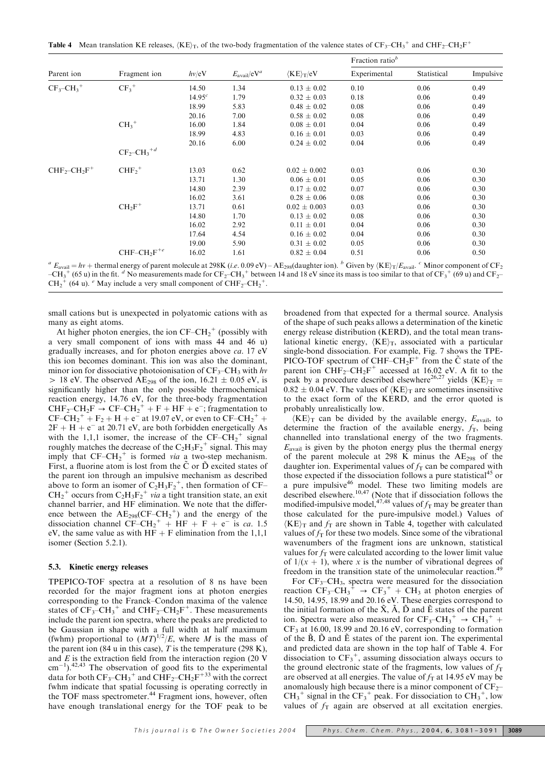**Table 4** Mean translation KE releases, $\langle KE \rangle_T$, of the two-body fragmentation of the valence states of $CF_3$–$CH_3^+$ and $CHF_2$–$CH_2F^+$

| Parent ion | Fragment ion | $h\nu$/eV | $E_{avail}$/eV[a] | $\langle KE \rangle_T$/eV | Fraction ratio[b] | | |
|---|---|---|---|---|---|---|---|
| | | | | | Experimental | Statistical | Impulsive |
| $CF_3$–$CH_3^+$ | $CF_3^+$ | 14.50 | 1.34 | 0.13 ± 0.02 | 0.10 | 0.06 | 0.49 |
| | | 14.95[c] | 1.79 | 0.32 ± 0.03 | 0.18 | 0.06 | 0.49 |
| | | 18.99 | 5.83 | 0.48 ± 0.02 | 0.08 | 0.06 | 0.49 |
| | | 20.16 | 7.00 | 0.58 ± 0.02 | 0.08 | 0.06 | 0.49 |
| | $CH_3^+$ | 16.00 | 1.84 | 0.08 ± 0.01 | 0.04 | 0.06 | 0.49 |
| | | 18.99 | 4.83 | 0.16 ± 0.01 | 0.03 | 0.06 | 0.49 |
| | | 20.16 | 6.00 | 0.24 ± 0.02 | 0.04 | 0.06 | 0.49 |
| | $CF_2$–$CH_3^+$[d] | | | | | | |
| $CHF_2$–$CH_2F^+$ | $CHF_2^+$ | 13.03 | 0.62 | 0.02 ± 0.002 | 0.03 | 0.06 | 0.30 |
| | | 13.71 | 1.30 | 0.06 ± 0.01 | 0.05 | 0.06 | 0.30 |
| | | 14.80 | 2.39 | 0.17 ± 0.02 | 0.07 | 0.06 | 0.30 |
| | | 16.02 | 3.61 | 0.28 ± 0.06 | 0.08 | 0.06 | 0.30 |
| | $CH_2F^+$ | 13.71 | 0.61 | 0.02 ± 0.003 | 0.03 | 0.06 | 0.30 |
| | | 14.80 | 1.70 | 0.13 ± 0.02 | 0.08 | 0.06 | 0.30 |
| | | 16.02 | 2.92 | 0.11 ± 0.01 | 0.04 | 0.06 | 0.30 |
| | | 17.64 | 4.54 | 0.16 ± 0.02 | 0.04 | 0.06 | 0.30 |
| | | 19.00 | 5.90 | 0.31 ± 0.02 | 0.05 | 0.06 | 0.30 |
| | $CHF$–$CH_2F^+$[e] | 16.02 | 1.61 | 0.82 ± 0.04 | 0.51 | 0.06 | 0.50 |

[a] $E_{avail} = h\nu$ + thermal energy of parent molecule at 298K (*i.e.* 0.09 eV) – $AE_{298}$(daughter ion). [b] Given by $\langle KE \rangle_T / E_{avail}$. [c] Minor component of $CF_2$–$CH_3^+$ (65 u) in the fit. [d] No measurements made for $CF_2$–$CH_3^+$ between 14 and 18 eV since its mass is too similar to that of $CF_3^+$ (69 u) and $CF_2$–$CH_2^+$ (64 u). [e] May include a very small component of $CHF_2$–$CH_2^+$.

small cations but is unexpected in polyatomic cations with as many as eight atoms.

At higher photon energies, the ion $CF$–$CH_2^+$ (possibly with a very small component of ions with mass 44 and 46 u) gradually increases, and for photon energies above *ca.* 17 eV this ion becomes dominant. This ion was also the dominant, minor ion for dissociative photoionisation of $CF_3$–$CH_3$ with $h\nu$ > 18 eV. The observed $AE_{298}$ of the ion, 16.21 ± 0.05 eV, is significantly higher than the only possible thermochemical reaction energy, 14.76 eV, for the three-body fragmentation $CHF_2$–$CH_2F \rightarrow CF$–$CH_2^+ + F + HF + e^-$; fragmentation to $CF$–$CH_2^+ + F_2 + H + e^-$ at 19.07 eV, or even to $CF$–$CH_2^+$ + 2F + H + $e^-$ at 20.71 eV, are both forbidden energetically As with the 1,1,1 isomer, the increase of the $CF$–$CH_2^+$ signal roughly matches the decrease of the $C_2H_3F_2^+$ signal. This may imply that $CF$–$CH_2^+$ is formed *via* a two-step mechanism. First, a fluorine atom is lost from the $\tilde{C}$ or $\tilde{D}$ excited states of the parent ion through an impulsive mechanism as described above to form an isomer of $C_2H_3F_2^+$, then formation of $CF$–$CH_2^+$ occurs from $C_2H_3F_2^+$ *via* a tight transition state, an exit channel barrier, and HF elimination. We note that the difference between the $AE_{298}$($CF$–$CH_2^+$) and the energy of the dissociation channel $CF$–$CH_2^+$ + HF + F + $e^-$ is *ca.* 1.5 eV, the same value as with HF + F elimination from the 1,1,1 isomer (Section 5.2.1).

### 5.3. Kinetic energy releases

TPEPICO-TOF spectra at a resolution of 8 ns have been recorded for the major fragment ions at photon energies corresponding to the Franck–Condon maxima of the valence states of $CF_3$–$CH_3^+$ and $CHF_2$–$CH_2F^+$. These measurements include the parent ion spectra, where the peaks are predicted to be Gaussian in shape with a full width at half maximum (fwhm) proportional to $(MT)^{1/2}/E$, where $M$ is the mass of the parent ion (84 u in this case), $T$ is the temperature (298 K), and $E$ is the extraction field from the interaction region (20 V $cm^{-1}$).[42,43] The observation of good fits to the experimental data for both $CF_3$–$CH_3^+$ and $CHF_2$–$CH_2F^+$[33] with the correct fwhm indicate that spatial focussing is operating correctly in the TOF mass spectrometer.[44] Fragment ions, however, often have enough translational energy for the TOF peak to be broadened from that expected for a thermal source. Analysis of the shape of such peaks allows a determination of the kinetic energy release distribution (KERD), and the total mean translational kinetic energy, $\langle KE \rangle_T$, associated with a particular single-bond dissociation. For example, Fig. 7 shows the TPEPICO-TOF spectrum of $CHF$–$CH_2F^+$ from the $\tilde{C}$ state of the parent ion $CHF_2$–$CH_2F^+$ accessed at 16.02 eV. A fit to the peak by a procedure described elsewhere[26,27] yields $\langle KE \rangle_T$ = 0.82 ± 0.04 eV. The values of $\langle KE \rangle_T$ are sometimes insensitive to the exact form of the KERD, and the error quoted is probably unrealistically low.

$\langle KE \rangle_T$ can be divided by the available energy, $E_{avail}$, to determine the fraction of the available energy, $f_T$, being channelled into translational energy of the two fragments. $E_{avail}$ is given by the photon energy plus the thermal energy of the parent molecule at 298 K minus the $AE_{298}$ of the daughter ion. Experimental values of $f_T$ can be compared with those expected if the dissociation follows a pure statistical[45] or a pure impulsive[46] model. These two limiting models are described elsewhere.[10,47] (Note that if dissociation follows the modified-impulsive model,[47,48] values of $f_T$ may be greater than those calculated for the pure-impulsive model.) Values of $\langle KE \rangle_T$ and $f_T$ are shown in Table 4, together with calculated values of $f_T$ for these two models. Since some of the vibrational wavenumbers of the fragment ions are unknown, statistical values for $f_T$ were calculated according to the lower limit value of $1/(x + 1)$, where $x$ is the number of vibrational degrees of freedom in the transition state of the unimolecular reaction.[49]

For $CF_3$–$CH_3$, spectra were measured for the dissociation reaction $CF_3$–$CH_3^+ \rightarrow CF_3^+ + CH_3$ at photon energies of 14.50, 14.95, 18.99 and 20.16 eV. These energies correspond to the initial formation of the $\tilde{X}$, $\tilde{A}$, $\tilde{D}$ and $\tilde{E}$ states of the parent ion. Spectra were also measured for $CF_3$–$CH_3^+ \rightarrow CH_3^+ + CF_3$ at 16.00, 18.99 and 20.16 eV, corresponding to formation of the $\tilde{B}$, $\tilde{D}$ and $\tilde{E}$ states of the parent ion. The experimental and predicted data are shown in the top half of Table 4. For dissociation to $CF_3^+$, assuming dissociation always occurs to the ground electronic state of the fragments, low values of $f_T$ are observed at all energies. The value of $f_T$ at 14.95 eV may be anomalously high because there is a minor component of $CF_2$–$CH_3^+$ signal in the $CF_3^+$ peak. For dissociation to $CH_3^+$, low values of $f_T$ again are observed at all excitation energies.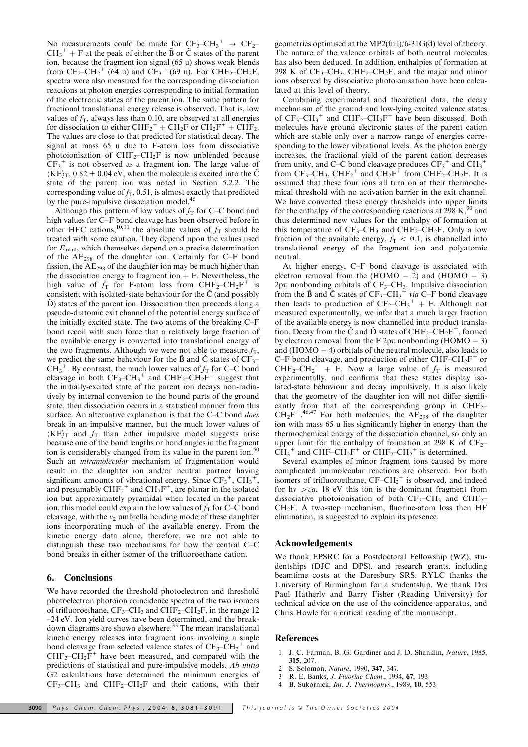No measurements could be made for $CF_3$–$CH_3^+ \rightarrow CF_2$–$CH_3^+$ + F at the peak of either the $\tilde{B}$ or $\tilde{C}$ states of the parent ion, because the fragment ion signal (65 u) shows weak blends from $CF_2$–$CH_2^+$ (64 u) and $CF_3^+$ (69 u). For $CHF_2$–$CH_2F$, spectra were also measured for the corresponding dissociation reactions at photon energies corresponding to initial formation of the electronic states of the parent ion. The same pattern for fractional translational energy release is observed. That is, low values of $f_T$, always less than 0.10, are observed at all energies for dissociation to either $CHF_2^+$ + $CH_2F$ or $CH_2F^+$ + $CHF_2$. The values are close to that predicted for statistical decay. The signal at mass 65 u due to F-atom loss from dissociative photoionisation of $CHF_2$–$CH_2F$ is now unblended because $CF_3^+$ is not observed as a fragment ion. The large value of $\langle KE \rangle_T$, 0.82 ± 0.04 eV, when the molecule is excited into the $\tilde{C}$ state of the parent ion was noted in Section 5.2.2. The corresponding value of $f_T$, 0.51, is almost exactly that predicted by the pure-impulsive dissociation model.[46]

Although this pattern of low values of $f_T$ for C–C bond and high values for C–F bond cleavage has been observed before in other HFC cations,[10,11] the absolute values of $f_T$ should be treated with some caution. They depend upon the values used for $E_{avail}$, which themselves depend on a precise determination of the $AE_{298}$ of the daughter ion. Certainly for C–F bond fission, the $AE_{298}$ of the daughter ion may be much higher than the dissociation energy to fragment ion + F. Nevertheless, the high value of $f_T$ for F-atom loss from $CHF_2$–$CH_2F^+$ is consistent with isolated-state behaviour for the $\tilde{C}$ (and possibly $\tilde{D}$) states of the parent ion. Dissociation then proceeds along a pseudo-diatomic exit channel of the potential energy surface of the initially excited state. The two atoms of the breaking C–F bond recoil with such force that a relatively large fraction of the available energy is converted into translational energy of the two fragments. Although we were not able to measure $f_T$, we predict the same behaviour for the $\tilde{B}$ and $\tilde{C}$ states of $CF_3$–$CH_3^+$. By contrast, the much lower values of $f_T$ for C–C bond cleavage in both $CF_3$–$CH_3^+$ and $CHF_2$–$CH_2F^+$ suggest that the initially-excited state of the parent ion decays non-radiatively by internal conversion to the bound parts of the ground state, then dissociation occurs in a statistical manner from this surface. An alternative explanation is that the C–C bond *does* break in an impulsive manner, but the much lower values of $\langle KE \rangle_T$ and $f_T$ than either impulsive model suggests arise because one of the bond lengths or bond angles in the fragment ion is considerably changed from its value in the parent ion.[50] Such an *intramolecular* mechanism of fragmentation would result in the daughter ion and/or neutral partner having significant amounts of vibrational energy. Since $CF_3^+$, $CH_3^+$, and presumably $CHF_2^+$ and $CH_2F^+$, are planar in the isolated ion but approximately pyramidal when located in the parent ion, this model could explain the low values of $f_T$ for C–C bond cleavage, with the $v_2$ umbrella bending mode of these daughter ions incorporating much of the available energy. From the kinetic energy data alone, therefore, we are not able to distinguish these two mechanisms for how the central C–C bond breaks in either isomer of the trifluoroethane cation.

## 6. Conclusions

We have recorded the threshold photoelectron and threshold photoelectron photoion coincidence spectra of the two isomers of trifluoroethane, $CF_3$–$CH_3$ and $CHF_2$–$CH_2F$, in the range 12–24 eV. Ion yield curves have been determined, and the breakdown diagrams are shown elsewhere.[33] The mean translational kinetic energy releases into fragment ions involving a single bond cleavage from selected valence states of $CF_3$–$CH_3^+$ and $CHF_2$–$CH_2F^+$ have been measured, and compared with the predictions of statistical and pure-impulsive models. *Ab initio* G2 calculations have determined the minimum energies of $CF_3$–$CH_3$ and $CHF_2$–$CH_2F$ and their cations, with their geometries optimised at the MP2(full)/6-31G(d) level of theory. The nature of the valence orbitals of both neutral molecules has also been deduced. In addition, enthalpies of formation at 298 K of $CF_3$–$CH_3$, $CHF_2$–$CH_2F$, and the major and minor ions observed by dissociative photoionisation have been calculated at this level of theory.

Combining experimental and theoretical data, the decay mechanism of the ground and low-lying excited valence states of $CF_3$–$CH_3^+$ and $CHF_2$–$CH_2F^+$ have been discussed. Both molecules have ground electronic states of the parent cation which are stable only over a narrow range of energies corresponding to the lower vibrational levels. As the photon energy increases, the fractional yield of the parent cation decreases from unity, and C–C bond cleavage produces $CF_3^+$ and $CH_3^+$ from $CF_3$–$CH_3$, $CHF_2^+$ and $CH_2F^+$ from $CHF_2$–$CH_2F$. It is assumed that these four ions all turn on at their thermochemical threshold with no activation barrier in the exit channel. We have converted these energy thresholds into upper limits for the enthalpy of the corresponding reactions at 298 K,[30] and thus determined new values for the enthalpy of formation at this temperature of $CF_3$–$CH_3$ and $CHF_2$–$CH_2F$. Only a low fraction of the available energy, $f_T$ < 0.1, is channelled into translational energy of the fragment ion and polyatomic neutral.

At higher energy, C–F bond cleavage is associated with electron removal from the (HOMO − 2) and (HOMO − 3) 2pπ nonbonding orbitals of $CF_3$–$CH_3$. Impulsive dissociation from the $\tilde{B}$ and $\tilde{C}$ states of $CF_3$–$CH_3^+$ *via* C–F bond cleavage then leads to production of $CF_2$–$CH_3^+$ + F. Although not measured experimentally, we infer that a much larger fraction of the available energy is now channelled into product translation. Decay from the $\tilde{C}$ and $\tilde{D}$ states of $CHF_2$–$CH_2F^+$, formed by electron removal from the F 2pπ nonbonding (HOMO − 3) and (HOMO − 4) orbitals of the neutral molecule, also leads to C–F bond cleavage, and production of either $CHF$–$CH_2F^+$ or $CHF_2$–$CH_2^+$ + F. Now a large value of $f_T$ is measured experimentally, and confirms that these states display isolated-state behaviour and decay impulsively. It is also likely that the geometry of the daughter ion will not differ significantly from that of the corresponding group in $CHF_2$–$CH_2F^+$.[46,47] For both molecules, the $AE_{298}$ of the daughter ion with mass 65 u lies significantly higher in energy than the thermochemical energy of the dissociation channel, so only an upper limit for the enthalpy of formation at 298 K of $CF_2$–$CH_3^+$ and $CHF$–$CH_2F^+$ or $CHF_2$–$CH_2^+$ is determined.

Several examples of minor fragment ions caused by more complicated unimolecular reactions are observed. For both isomers of trifluoroethane, $CF$–$CH_2^+$ is observed, and indeed for hν > *ca.* 18 eV this ion is the dominant fragment from dissociative photoionisation of both $CF_3$–$CH_3$ and $CHF_2$–$CH_2F$. A two-step mechanism, fluorine-atom loss then HF elimination, is suggested to explain its presence.

## Acknowledgements

We thank EPSRC for a Postdoctoral Fellowship (WZ), studentships (DJC and DPS), and research grants, including beamtime costs at the Daresbury SRS. RYLC thanks the University of Birmingham for a studentship. We thank Drs Paul Hatherly and Barry Fisher (Reading University) for technical advice on the use of the coincidence apparatus, and Chris Howle for a critical reading of the manuscript.

## References

1. J. C. Farman, B. G. Gardiner and J. D. Shanklin, *Nature*, 1985, **315**, 207.
2. S. Solomon, *Nature*, 1990, **347**, 347.
3. R. E. Banks, *J. Fluorine Chem.*, 1994, **67**, 193.
4. B. Sukornick, *Int. J. Thermophys.*, 1989, **10**, 553.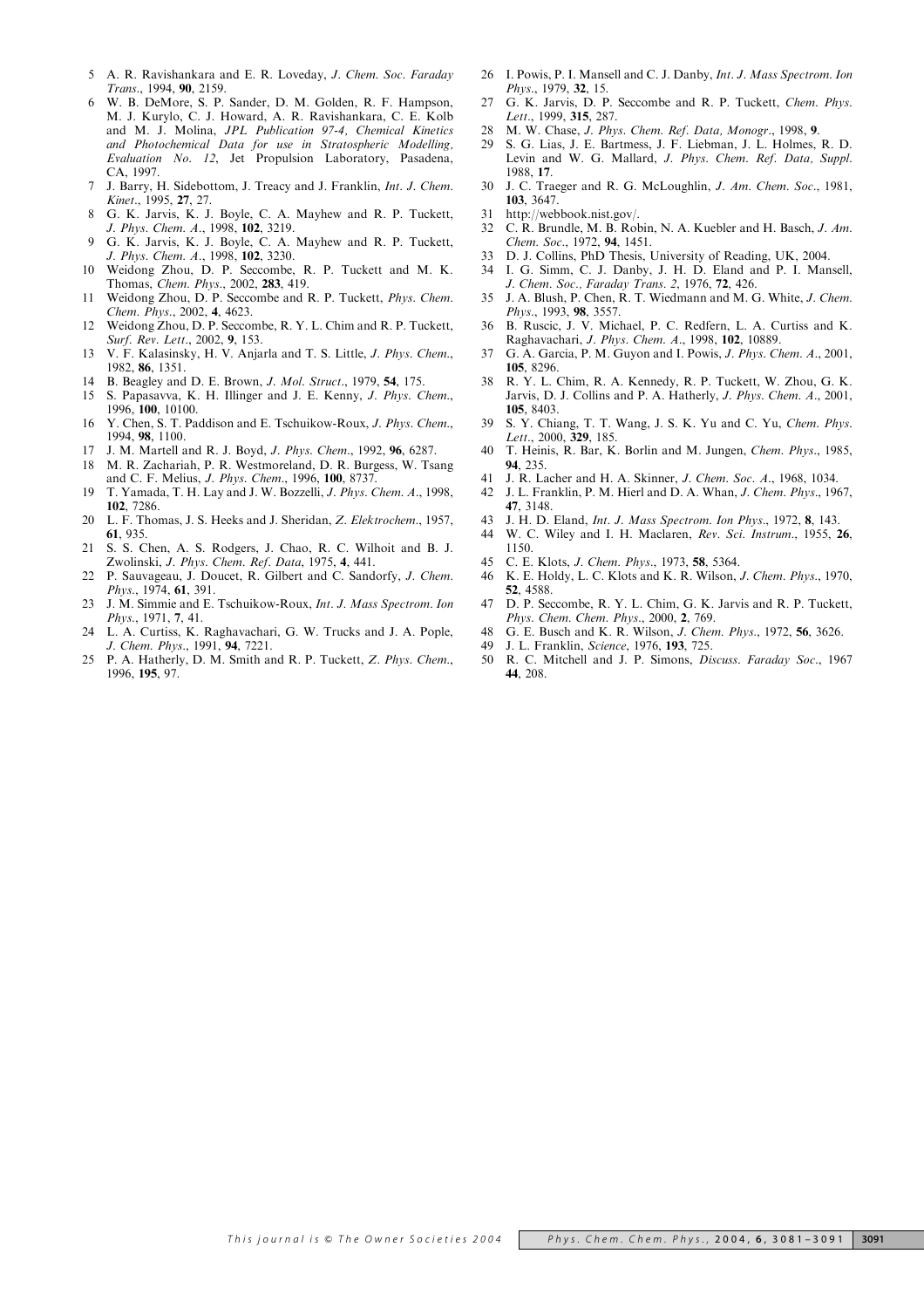5 A. R. Ravishankara and E. R. Loveday, *J. Chem. Soc. Faraday Trans*., 1994, **90**, 2159.

6 W. B. DeMore, S. P. Sander, D. M. Golden, R. F. Hampson, M. J. Kurylo, C. J. Howard, A. R. Ravishankara, C. E. Kolb and M. J. Molina, *JPL Publication 97-4, Chemical Kinetics and Photochemical Data for use in Stratospheric Modelling, Evaluation No. 12*, Jet Propulsion Laboratory, Pasadena, CA, 1997.

7 J. Barry, H. Sidebottom, J. Treacy and J. Franklin, *Int. J. Chem. Kinet*., 1995, **27**, 27.

8 G. K. Jarvis, K. J. Boyle, C. A. Mayhew and R. P. Tuckett, *J. Phys. Chem. A*., 1998, **102**, 3219.

9 G. K. Jarvis, K. J. Boyle, C. A. Mayhew and R. P. Tuckett, *J. Phys. Chem. A*., 1998, **102**, 3230.

10 Weidong Zhou, D. P. Seccombe, R. P. Tuckett and M. K. Thomas, *Chem. Phys*., 2002, **283**, 419.

11 Weidong Zhou, D. P. Seccombe and R. P. Tuckett, *Phys. Chem. Chem. Phys*., 2002, **4**, 4623.

12 Weidong Zhou, D. P. Seccombe, R. Y. L. Chim and R. P. Tuckett, *Surf. Rev. Lett*., 2002, **9**, 153.

13 V. F. Kalasinsky, H. V. Anjarla and T. S. Little, *J. Phys. Chem*., 1982, **86**, 1351.

14 B. Beagley and D. E. Brown, *J. Mol. Struct*., 1979, **54**, 175.

15 S. Papasavva, K. H. Illinger and J. E. Kenny, *J. Phys. Chem*., 1996, **100**, 10100.

16 Y. Chen, S. T. Paddison and E. Tschuikow-Roux, *J. Phys. Chem*., 1994, **98**, 1100.

17 J. M. Martell and R. J. Boyd, *J. Phys. Chem*., 1992, **96**, 6287.

18 M. R. Zachariah, P. R. Westmoreland, D. R. Burgess, W. Tsang and C. F. Melius, *J. Phys. Chem*., 1996, **100**, 8737.

19 T. Yamada, T. H. Lay and J. W. Bozzelli, *J. Phys. Chem. A*., 1998, **102**, 7286.

20 L. F. Thomas, J. S. Heeks and J. Sheridan, *Z. Elektrochem*., 1957, **61**, 935.

21 S. S. Chen, A. S. Rodgers, J. Chao, R. C. Wilhoit and B. J. Zwolinski, *J. Phys. Chem. Ref. Data*, 1975, **4**, 441.

22 P. Sauvageau, J. Doucet, R. Gilbert and C. Sandorfy, *J. Chem. Phys*., 1974, **61**, 391.

23 J. M. Simmie and E. Tschuikow-Roux, *Int. J. Mass Spectrom. Ion Phys*., 1971, **7**, 41.

24 L. A. Curtiss, K. Raghavachari, G. W. Trucks and J. A. Pople, *J. Chem. Phys*., 1991, **94**, 7221.

25 P. A. Hatherly, D. M. Smith and R. P. Tuckett, *Z. Phys. Chem*., 1996, **195**, 97.

26 I. Powis, P. I. Mansell and C. J. Danby, *Int. J. Mass Spectrom. Ion Phys*., 1979, **32**, 15.

27 G. K. Jarvis, D. P. Seccombe and R. P. Tuckett, *Chem. Phys. Lett*., 1999, **315**, 287.

28 M. W. Chase, *J. Phys. Chem. Ref. Data, Monogr*., 1998, **9**.

29 S. G. Lias, J. E. Bartmess, J. F. Liebman, J. L. Holmes, R. D. Levin and W. G. Mallard, *J. Phys. Chem. Ref. Data, Suppl*. 1988, **17**.

30 J. C. Traeger and R. G. McLoughlin, *J. Am. Chem. Soc*., 1981, **103**, 3647.

31 http://webbook.nist.gov/.

32 C. R. Brundle, M. B. Robin, N. A. Kuebler and H. Basch, *J. Am. Chem. Soc*., 1972, **94**, 1451.

33 D. J. Collins, PhD Thesis, University of Reading, UK, 2004.

34 I. G. Simm, C. J. Danby, J. H. D. Eland and P. I. Mansell, *J. Chem. Soc., Faraday Trans. 2*, 1976, **72**, 426.

35 J. A. Blush, P. Chen, R. T. Wiedmann and M. G. White, *J. Chem. Phys*., 1993, **98**, 3557.

36 B. Ruscic, J. V. Michael, P. C. Redfern, L. A. Curtiss and K. Raghavachari, *J. Phys. Chem. A*., 1998, **102**, 10889.

37 G. A. Garcia, P. M. Guyon and I. Powis, *J. Phys. Chem. A*., 2001, **105**, 8296.

38 R. Y. L. Chim, R. A. Kennedy, R. P. Tuckett, W. Zhou, G. K. Jarvis, D. J. Collins and P. A. Hatherly, *J. Phys. Chem. A*., 2001, **105**, 8403.

39 S. Y. Chiang, T. T. Wang, J. S. K. Yu and C. Yu, *Chem. Phys. Lett*., 2000, **329**, 185.

40 T. Heinis, R. Bar, K. Borlin and M. Jungen, *Chem. Phys*., 1985, **94**, 235.

41 J. R. Lacher and H. A. Skinner, *J. Chem. Soc. A*., 1968, 1034.

42 J. L. Franklin, P. M. Hierl and D. A. Whan, *J. Chem. Phys*., 1967, **47**, 3148.

43 J. H. D. Eland, *Int. J. Mass Spectrom. Ion Phys*., 1972, **8**, 143.

44 W. C. Wiley and I. H. Maclaren, *Rev. Sci. Instrum*., 1955, **26**, 1150.

45 C. E. Klots, *J. Chem. Phys*., 1973, **58**, 5364.

46 K. E. Holdy, L. C. Klots and K. R. Wilson, *J. Chem. Phys*., 1970, **52**, 4588.

47 D. P. Seccombe, R. Y. L. Chim, G. K. Jarvis and R. P. Tuckett, *Phys. Chem. Chem. Phys*., 2000, **2**, 769.

48 G. E. Busch and K. R. Wilson, *J. Chem. Phys*., 1972, **56**, 3626.

49 J. L. Franklin, *Science*, 1976, **193**, 725.

50 R. C. Mitchell and J. P. Simons, *Discuss. Faraday Soc*., 1967 **44**, 208.